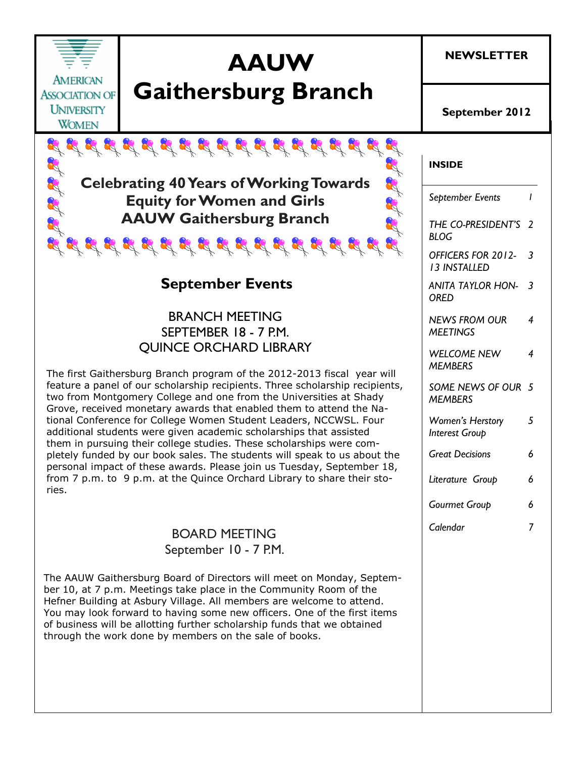AMERICAN ASSOCIATION OF UNIVERSITY WOMEN

# AAUW Gaithersburg Branch

**NEWSLETTER**

**September 2012**

**Celebrating 40 Years of Working Towards Equity for Women and Girls**
**AAUW Gaithersburg Branch**

**INSIDE**

| | |
|---|---|
| *September Events* | *1* |
| *THE CO-PRESIDENT'S BLOG* | *2* |
| *OFFICERS FOR 2012-13 INSTALLED* | *3* |
| *ANITA TAYLOR HONORED* | *3* |
| *NEWS FROM OUR MEETINGS* | *4* |
| *WELCOME NEW MEMBERS* | *4* |
| *SOME NEWS OF OUR MEMBERS* | *5* |
| *Women's Herstory Interest Group* | *5* |
| *Great Decisions* | *6* |
| *Literature Group* | *6* |
| *Gourmet Group* | *6* |
| *Calendar* | *7* |

## September Events

### BRANCH MEETING
### SEPTEMBER 18 - 7 P.M.
### QUINCE ORCHARD LIBRARY

The first Gaithersburg Branch program of the 2012-2013 fiscal year will feature a panel of our scholarship recipients. Three scholarship recipients, two from Montgomery College and one from the Universities at Shady Grove, received monetary awards that enabled them to attend the National Conference for College Women Student Leaders, NCCWSL. Four additional students were given academic scholarships that assisted them in pursuing their college studies. These scholarships were completely funded by our book sales. The students will speak to us about the personal impact of these awards. Please join us Tuesday, September 18, from 7 p.m. to 9 p.m. at the Quince Orchard Library to share their stories.

### BOARD MEETING
### September 10 - 7 P.M.

The AAUW Gaithersburg Board of Directors will meet on Monday, September 10, at 7 p.m. Meetings take place in the Community Room of the Hefner Building at Asbury Village. All members are welcome to attend. You may look forward to having some new officers. One of the first items of business will be allotting further scholarship funds that we obtained through the work done by members on the sale of books.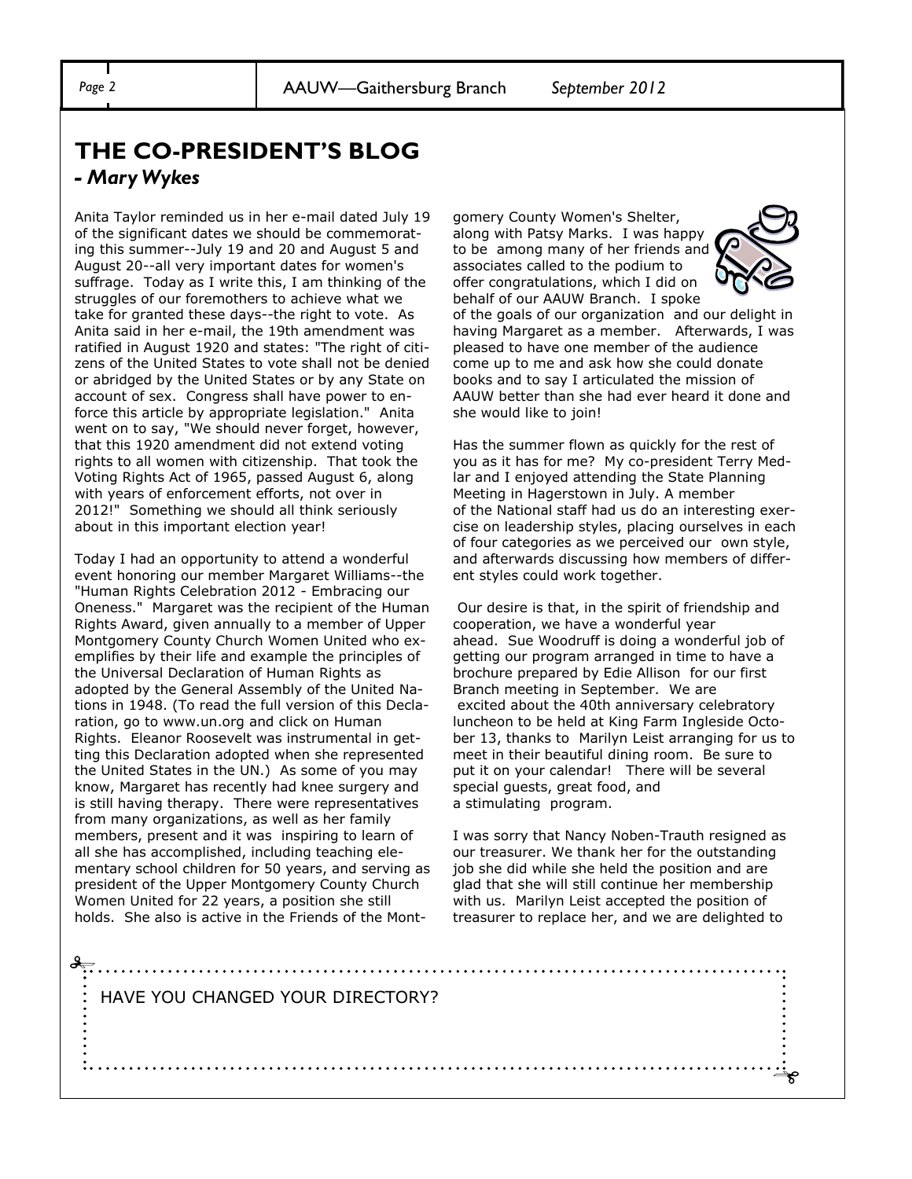## THE CO-PRESIDENT'S BLOG

### *- Mary Wykes*

Anita Taylor reminded us in her e-mail dated July 19 of the significant dates we should be commemorating this summer--July 19 and 20 and August 5 and August 20--all very important dates for women's suffrage. Today as I write this, I am thinking of the struggles of our foremothers to achieve what we take for granted these days--the right to vote. As Anita said in her e-mail, the 19th amendment was ratified in August 1920 and states: "The right of citizens of the United States to vote shall not be denied or abridged by the United States or by any State on account of sex. Congress shall have power to enforce this article by appropriate legislation." Anita went on to say, "We should never forget, however, that this 1920 amendment did not extend voting rights to all women with citizenship. That took the Voting Rights Act of 1965, passed August 6, along with years of enforcement efforts, not over in 2012!" Something we should all think seriously about in this important election year!

Today I had an opportunity to attend a wonderful event honoring our member Margaret Williams--the "Human Rights Celebration 2012 - Embracing our Oneness." Margaret was the recipient of the Human Rights Award, given annually to a member of Upper Montgomery County Church Women United who exemplifies by their life and example the principles of the Universal Declaration of Human Rights as adopted by the General Assembly of the United Nations in 1948. (To read the full version of this Declaration, go to www.un.org and click on Human Rights. Eleanor Roosevelt was instrumental in getting this Declaration adopted when she represented the United States in the UN.) As some of you may know, Margaret has recently had knee surgery and is still having therapy. There were representatives from many organizations, as well as her family members, present and it was inspiring to learn of all she has accomplished, including teaching elementary school children for 50 years, and serving as president of the Upper Montgomery County Church Women United for 22 years, a position she still holds. She also is active in the Friends of the Montgomery County Women's Shelter, along with Patsy Marks. I was happy to be among many of her friends and associates called to the podium to offer congratulations, which I did on behalf of our AAUW Branch. I spoke of the goals of our organization and our delight in having Margaret as a member. Afterwards, I was pleased to have one member of the audience come up to me and ask how she could donate books and to say I articulated the mission of AAUW better than she had ever heard it done and she would like to join!

Has the summer flown as quickly for the rest of you as it has for me? My co-president Terry Medlar and I enjoyed attending the State Planning Meeting in Hagerstown in July. A member of the National staff had us do an interesting exercise on leadership styles, placing ourselves in each of four categories as we perceived our own style, and afterwards discussing how members of different styles could work together.

Our desire is that, in the spirit of friendship and cooperation, we have a wonderful year ahead. Sue Woodruff is doing a wonderful job of getting our program arranged in time to have a brochure prepared by Edie Allison for our first Branch meeting in September. We are excited about the 40th anniversary celebratory luncheon to be held at King Farm Ingleside October 13, thanks to Marilyn Leist arranging for us to meet in their beautiful dining room. Be sure to put it on your calendar! There will be several special guests, great food, and a stimulating program.

I was sorry that Nancy Noben-Trauth resigned as our treasurer. We thank her for the outstanding job she did while she held the position and are glad that she will still continue her membership with us. Marilyn Leist accepted the position of treasurer to replace her, and we are delighted to

HAVE YOU CHANGED YOUR DIRECTORY?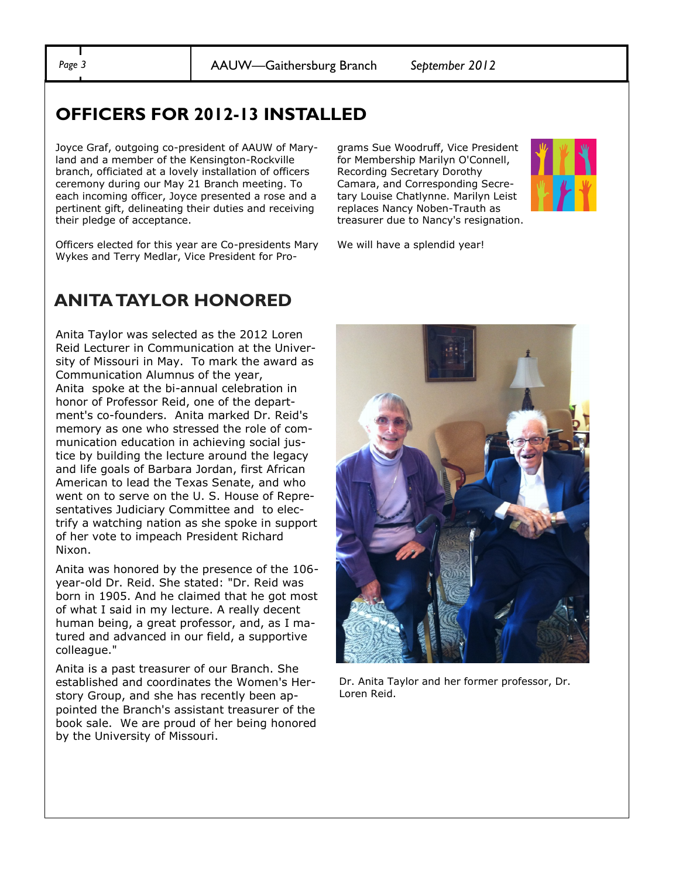## OFFICERS FOR 2012-13 INSTALLED

Joyce Graf, outgoing co-president of AAUW of Maryland and a member of the Kensington-Rockville branch, officiated at a lovely installation of officers ceremony during our May 21 Branch meeting. To each incoming officer, Joyce presented a rose and a pertinent gift, delineating their duties and receiving their pledge of acceptance.

Officers elected for this year are Co-presidents Mary Wykes and Terry Medlar, Vice President for Programs Sue Woodruff, Vice President for Membership Marilyn O'Connell, Recording Secretary Dorothy Camara, and Corresponding Secretary Louise Chatlynne. Marilyn Leist replaces Nancy Noben-Trauth as treasurer due to Nancy's resignation.

We will have a splendid year!

## ANITA TAYLOR HONORED

Anita Taylor was selected as the 2012 Loren Reid Lecturer in Communication at the University of Missouri in May. To mark the award as Communication Alumnus of the year, Anita spoke at the bi-annual celebration in honor of Professor Reid, one of the department's co-founders. Anita marked Dr. Reid's memory as one who stressed the role of communication education in achieving social justice by building the lecture around the legacy and life goals of Barbara Jordan, first African American to lead the Texas Senate, and who went on to serve on the U. S. House of Representatives Judiciary Committee and to electrify a watching nation as she spoke in support of her vote to impeach President Richard Nixon.

Anita was honored by the presence of the 106-year-old Dr. Reid. She stated: "Dr. Reid was born in 1905. And he claimed that he got most of what I said in my lecture. A really decent human being, a great professor, and, as I matured and advanced in our field, a supportive colleague."

Anita is a past treasurer of our Branch. She established and coordinates the Women's Herstory Group, and she has recently been appointed the Branch's assistant treasurer of the book sale. We are proud of her being honored by the University of Missouri.

Dr. Anita Taylor and her former professor, Dr. Loren Reid.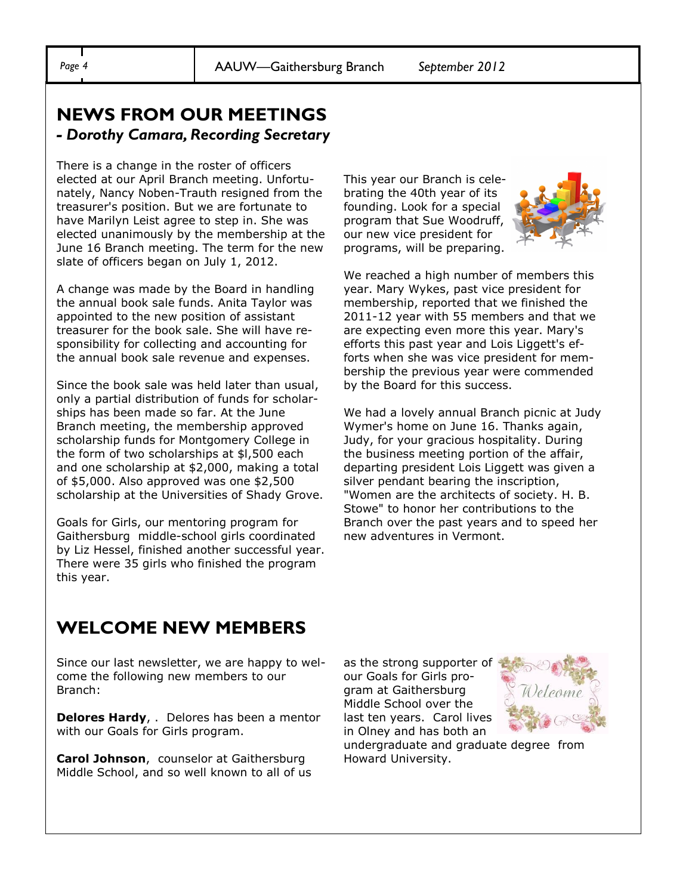## NEWS FROM OUR MEETINGS

***- Dorothy Camara, Recording Secretary***

There is a change in the roster of officers elected at our April Branch meeting. Unfortunately, Nancy Noben-Trauth resigned from the treasurer's position. But we are fortunate to have Marilyn Leist agree to step in. She was elected unanimously by the membership at the June 16 Branch meeting. The term for the new slate of officers began on July 1, 2012.

A change was made by the Board in handling the annual book sale funds. Anita Taylor was appointed to the new position of assistant treasurer for the book sale. She will have responsibility for collecting and accounting for the annual book sale revenue and expenses.

Since the book sale was held later than usual, only a partial distribution of funds for scholarships has been made so far. At the June Branch meeting, the membership approved scholarship funds for Montgomery College in the form of two scholarships at $l,500 each and one scholarship at $2,000, making a total of $5,000. Also approved was one $2,500 scholarship at the Universities of Shady Grove.

Goals for Girls, our mentoring program for Gaithersburg middle-school girls coordinated by Liz Hessel, finished another successful year. There were 35 girls who finished the program this year.

This year our Branch is celebrating the 40th year of its founding. Look for a special program that Sue Woodruff, our new vice president for programs, will be preparing.

We reached a high number of members this year. Mary Wykes, past vice president for membership, reported that we finished the 2011-12 year with 55 members and that we are expecting even more this year. Mary's efforts this past year and Lois Liggett's efforts when she was vice president for membership the previous year were commended by the Board for this success.

We had a lovely annual Branch picnic at Judy Wymer's home on June 16. Thanks again, Judy, for your gracious hospitality. During the business meeting portion of the affair, departing president Lois Liggett was given a silver pendant bearing the inscription, "Women are the architects of society. H. B. Stowe" to honor her contributions to the Branch over the past years and to speed her new adventures in Vermont.

## WELCOME NEW MEMBERS

Since our last newsletter, we are happy to welcome the following new members to our Branch:

**Delores Hardy**, . Delores has been a mentor with our Goals for Girls program.

**Carol Johnson**, counselor at Gaithersburg Middle School, and so well known to all of us as the strong supporter of our Goals for Girls program at Gaithersburg Middle School over the last ten years. Carol lives in Olney and has both an undergraduate and graduate degree from Howard University.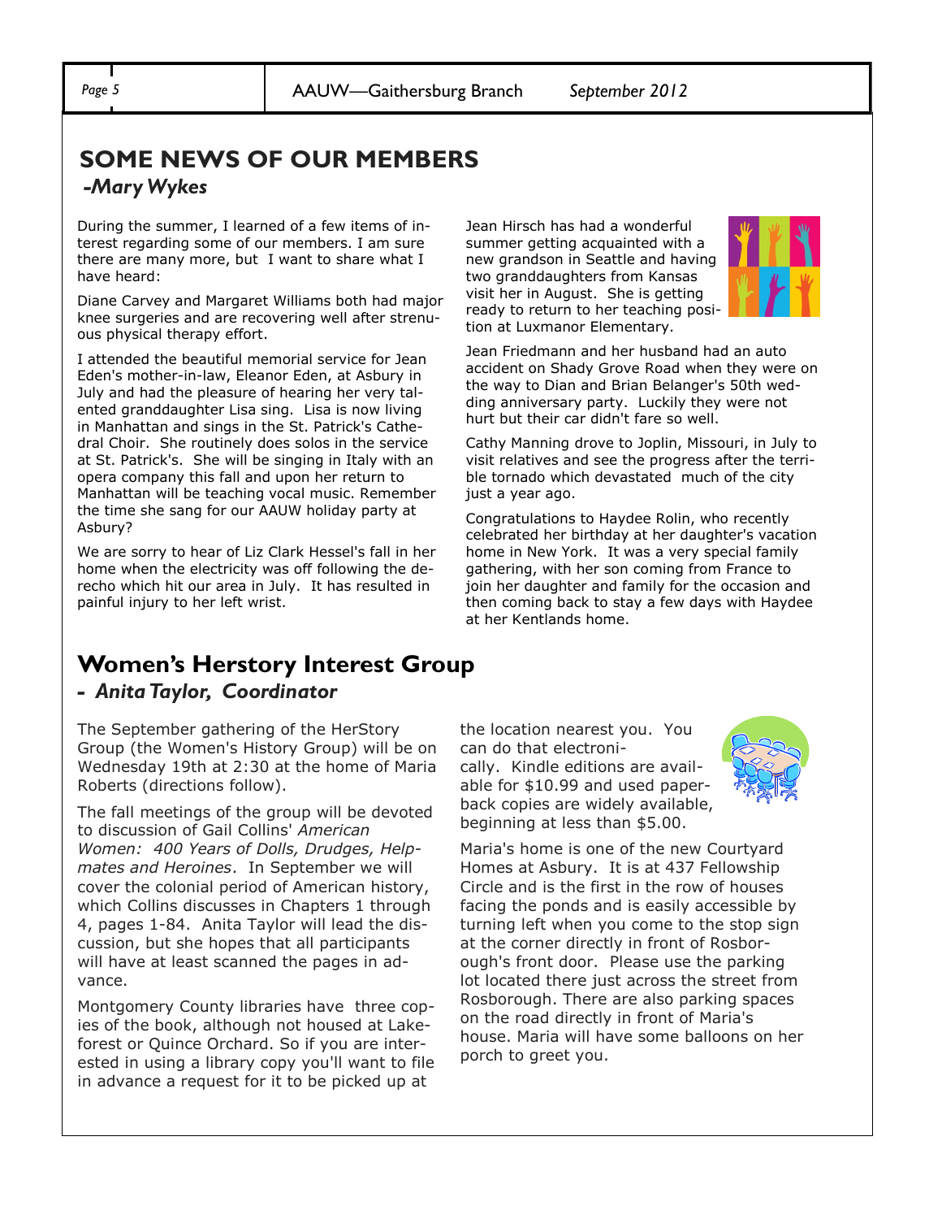## SOME NEWS OF OUR MEMBERS

*-Mary Wykes*

During the summer, I learned of a few items of interest regarding some of our members. I am sure there are many more, but I want to share what I have heard:

Diane Carvey and Margaret Williams both had major knee surgeries and are recovering well after strenuous physical therapy effort.

I attended the beautiful memorial service for Jean Eden's mother-in-law, Eleanor Eden, at Asbury in July and had the pleasure of hearing her very talented granddaughter Lisa sing. Lisa is now living in Manhattan and sings in the St. Patrick's Cathedral Choir. She routinely does solos in the service at St. Patrick's. She will be singing in Italy with an opera company this fall and upon her return to Manhattan will be teaching vocal music. Remember the time she sang for our AAUW holiday party at Asbury?

We are sorry to hear of Liz Clark Hessel's fall in her home when the electricity was off following the derecho which hit our area in July. It has resulted in painful injury to her left wrist.

Jean Hirsch has had a wonderful summer getting acquainted with a new grandson in Seattle and having two granddaughters from Kansas visit her in August. She is getting ready to return to her teaching position at Luxmanor Elementary.

Jean Friedmann and her husband had an auto accident on Shady Grove Road when they were on the way to Dian and Brian Belanger's 50th wedding anniversary party. Luckily they were not hurt but their car didn't fare so well.

Cathy Manning drove to Joplin, Missouri, in July to visit relatives and see the progress after the terrible tornado which devastated much of the city just a year ago.

Congratulations to Haydee Rolin, who recently celebrated her birthday at her daughter's vacation home in New York. It was a very special family gathering, with her son coming from France to join her daughter and family for the occasion and then coming back to stay a few days with Haydee at her Kentlands home.

## Women's Herstory Interest Group

*- Anita Taylor, Coordinator*

The September gathering of the HerStory Group (the Women's History Group) will be on Wednesday 19th at 2:30 at the home of Maria Roberts (directions follow).

The fall meetings of the group will be devoted to discussion of Gail Collins' *American Women: 400 Years of Dolls, Drudges, Helpmates and Heroines*. In September we will cover the colonial period of American history, which Collins discusses in Chapters 1 through 4, pages 1-84. Anita Taylor will lead the discussion, but she hopes that all participants will have at least scanned the pages in advance.

Montgomery County libraries have three copies of the book, although not housed at Lakeforest or Quince Orchard. So if you are interested in using a library copy you'll want to file in advance a request for it to be picked up at the location nearest you. You can do that electronically. Kindle editions are available for $10.99 and used paperback copies are widely available, beginning at less than $5.00.

Maria's home is one of the new Courtyard Homes at Asbury. It is at 437 Fellowship Circle and is the first in the row of houses facing the ponds and is easily accessible by turning left when you come to the stop sign at the corner directly in front of Rosborough's front door. Please use the parking lot located there just across the street from Rosborough. There are also parking spaces on the road directly in front of Maria's house. Maria will have some balloons on her porch to greet you.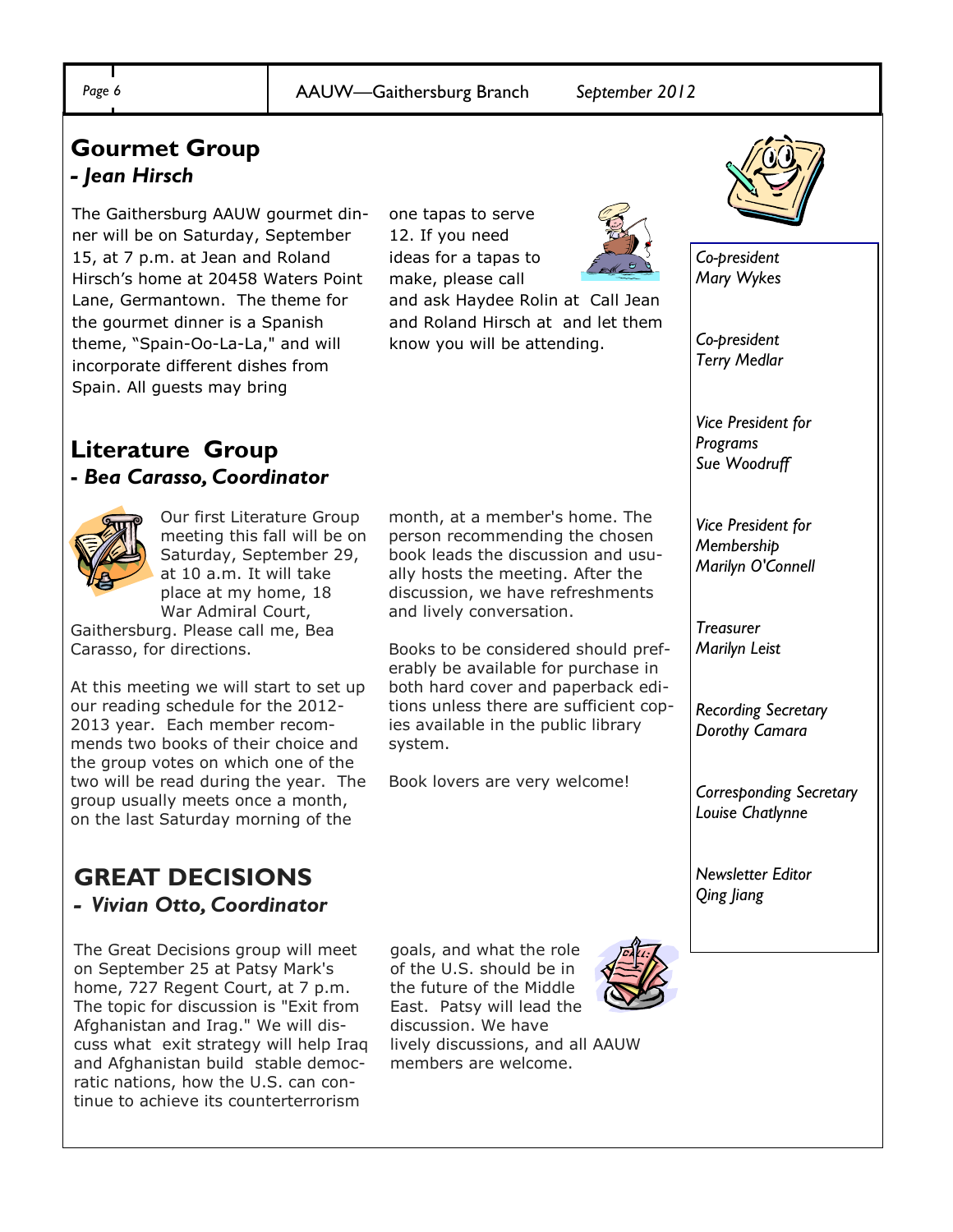## Gourmet Group

### *- Jean Hirsch*

The Gaithersburg AAUW gourmet dinner will be on Saturday, September 15, at 7 p.m. at Jean and Roland Hirsch's home at 20458 Waters Point Lane, Germantown. The theme for the gourmet dinner is a Spanish theme, "Spain-Oo-La-La," and will incorporate different dishes from Spain. All guests may bring one tapas to serve 12. If you need ideas for a tapas to make, please call and ask Haydee Rolin at Call Jean and Roland Hirsch at and let them know you will be attending.

## Literature Group

### *- Bea Carasso, Coordinator*

Our first Literature Group meeting this fall will be on Saturday, September 29, at 10 a.m. It will take place at my home, 18 War Admiral Court, Gaithersburg. Please call me, Bea Carasso, for directions.

At this meeting we will start to set up our reading schedule for the 2012-2013 year. Each member recommends two books of their choice and the group votes on which one of the two will be read during the year. The group usually meets once a month, on the last Saturday morning of the month, at a member's home. The person recommending the chosen book leads the discussion and usually hosts the meeting. After the discussion, we have refreshments and lively conversation.

Books to be considered should preferably be available for purchase in both hard cover and paperback editions unless there are sufficient copies available in the public library system.

Book lovers are very welcome!

## GREAT DECISIONS

### *- Vivian Otto, Coordinator*

The Great Decisions group will meet on September 25 at Patsy Mark's home, 727 Regent Court, at 7 p.m. The topic for discussion is "Exit from Afghanistan and Irag." We will discuss what exit strategy will help Iraq and Afghanistan build stable democratic nations, how the U.S. can continue to achieve its counterterrorism goals, and what the role of the U.S. should be in the future of the Middle East. Patsy will lead the discussion. We have lively discussions, and all AAUW members are welcome.

*Co-president*
*Mary Wykes*

*Co-president*
*Terry Medlar*

*Vice President for Programs*
*Sue Woodruff*

*Vice President for Membership*
*Marilyn O'Connell*

*Treasurer*
*Marilyn Leist*

*Recording Secretary*
*Dorothy Camara*

*Corresponding Secretary*
*Louise Chatlynne*

*Newsletter Editor*
*Qing Jiang*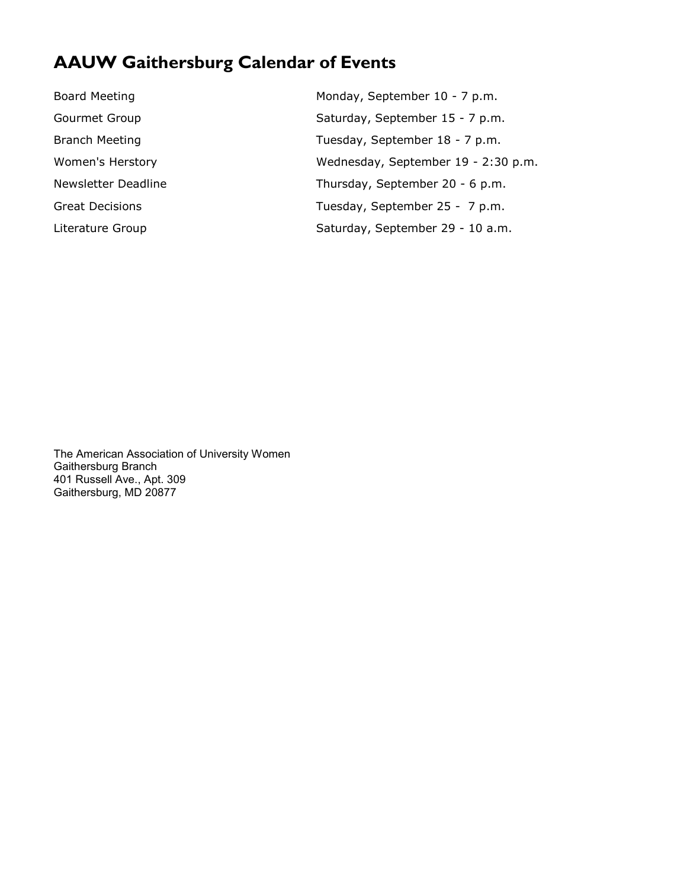## AAUW Gaithersburg Calendar of Events

| | |
|---|---|
| Board Meeting | Monday, September 10 - 7 p.m. |
| Gourmet Group | Saturday, September 15 - 7 p.m. |
| Branch Meeting | Tuesday, September 18 - 7 p.m. |
| Women's Herstory | Wednesday, September 19 - 2:30 p.m. |
| Newsletter Deadline | Thursday, September 20 - 6 p.m. |
| Great Decisions | Tuesday, September 25 - 7 p.m. |
| Literature Group | Saturday, September 29 - 10 a.m. |

The American Association of University Women
Gaithersburg Branch
401 Russell Ave., Apt. 309
Gaithersburg, MD 20877